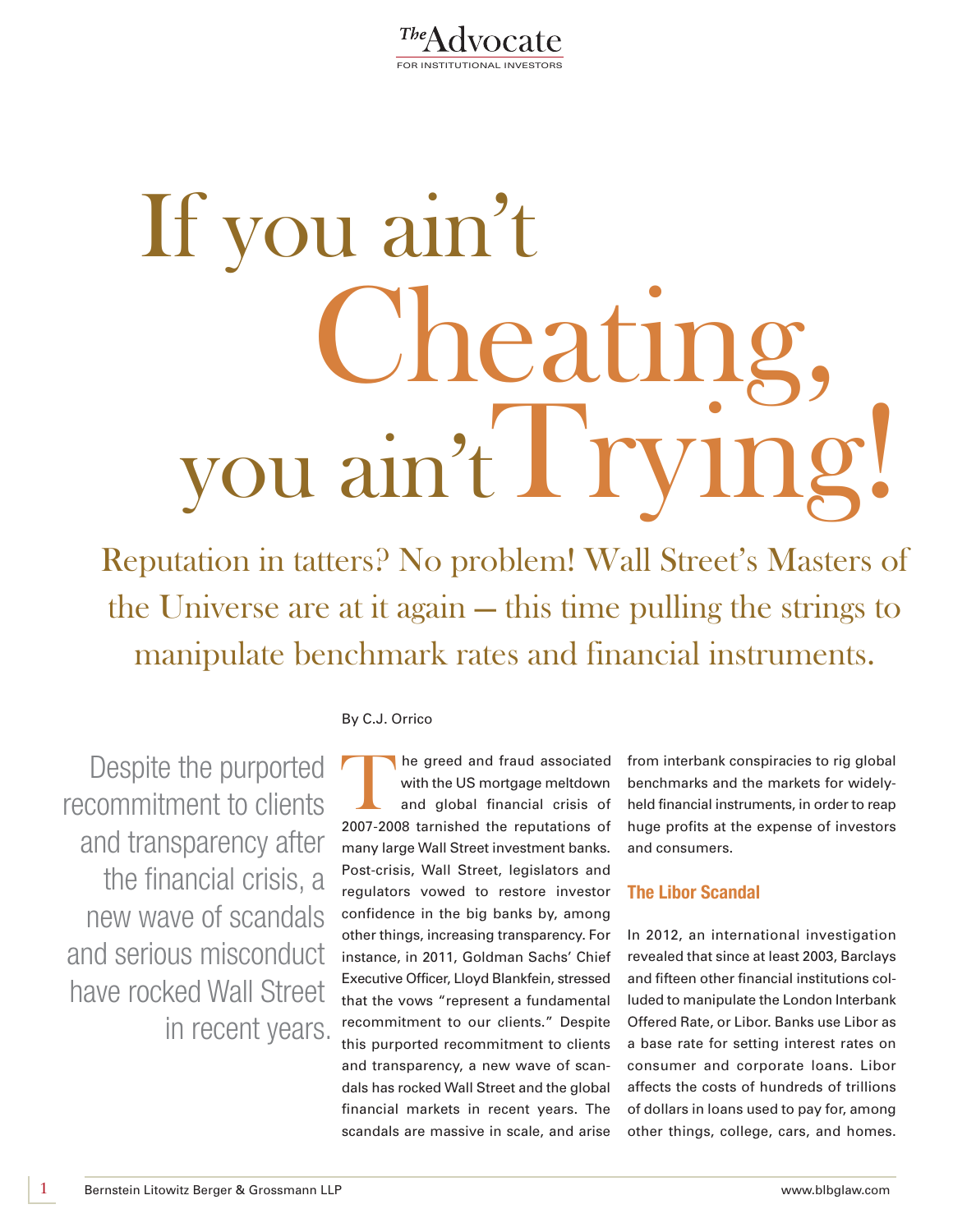# If you ain't Cheating, you ain't Trying!

Reputation in tatters? No problem! Wall Street's Masters of the Universe are at it again — this time pulling the strings to manipulate benchmark rates and financial instruments.

By C.J. Orrico

Despite the purported recommitment to clients and transparency after the financial crisis, a new wave of scandals and serious misconduct have rocked Wall Street in recent years.

The greed and fraud associated with the US mortgage meltdown and global financial crisis of 2007-2008 tarnished the reputations of many large Wall Street investment banks. Post-crisis, Wall Street, legislators and regulators vowed to restore investor confidence in the big banks by, among other things, increasing transparency. For instance, in 2011, Goldman Sachs' Chief Executive Officer, Lloyd Blankfein, stressed that the vows "represent a fundamental recommitment to our clients." Despite this purported recommitment to clients and transparency, a new wave of scandals has rocked Wall Street and the global financial markets in recent years. The scandals are massive in scale, and arise from interbank conspiracies to rig global benchmarks and the markets for widely-held financial instruments, in order to reap huge profits at the expense of investors and consumers.

## The Libor Scandal

In 2012, an international investigation revealed that since at least 2003, Barclays and fifteen other financial institutions colluded to manipulate the London Interbank Offered Rate, or Libor. Banks use Libor as a base rate for setting interest rates on consumer and corporate loans. Libor affects the costs of hundreds of trillions of dollars in loans used to pay for, among other things, college, cars, and homes.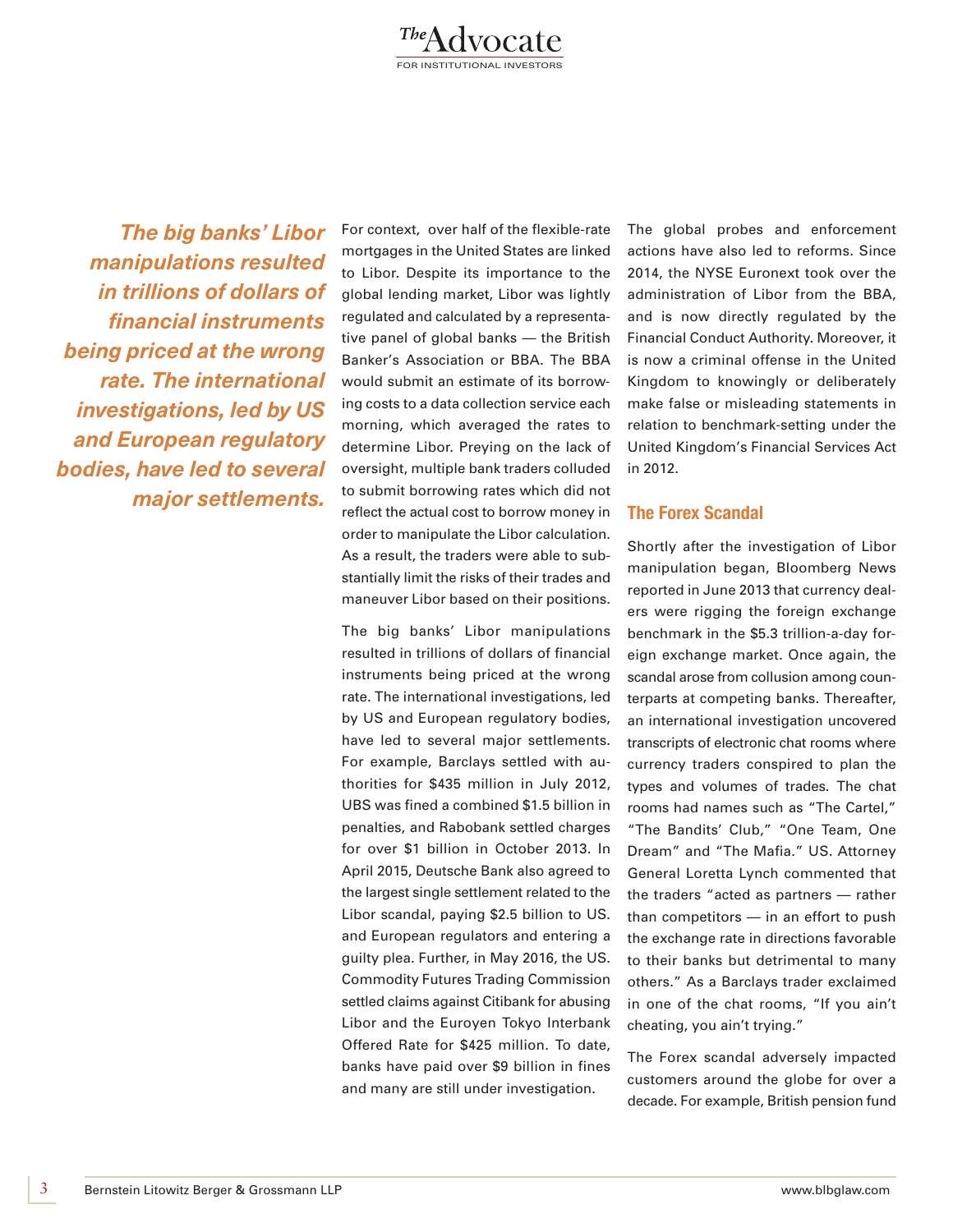*The big banks' Libor manipulations resulted in trillions of dollars of financial instruments being priced at the wrong rate. The international investigations, led by US and European regulatory bodies, have led to several major settlements.*

For context, over half of the flexible-rate mortgages in the United States are linked to Libor. Despite its importance to the global lending market, Libor was lightly regulated and calculated by a representative panel of global banks — the British Banker's Association or BBA. The BBA would submit an estimate of its borrowing costs to a data collection service each morning, which averaged the rates to determine Libor. Preying on the lack of oversight, multiple bank traders colluded to submit borrowing rates which did not reflect the actual cost to borrow money in order to manipulate the Libor calculation. As a result, the traders were able to substantially limit the risks of their trades and maneuver Libor based on their positions.

The big banks' Libor manipulations resulted in trillions of dollars of financial instruments being priced at the wrong rate. The international investigations, led by US and European regulatory bodies, have led to several major settlements. For example, Barclays settled with authorities for $435 million in July 2012, UBS was fined a combined $1.5 billion in penalties, and Rabobank settled charges for over $1 billion in October 2013. In April 2015, Deutsche Bank also agreed to the largest single settlement related to the Libor scandal, paying $2.5 billion to US. and European regulators and entering a guilty plea. Further, in May 2016, the US. Commodity Futures Trading Commission settled claims against Citibank for abusing Libor and the Euroyen Tokyo Interbank Offered Rate for $425 million. To date, banks have paid over $9 billion in fines and many are still under investigation.

The global probes and enforcement actions have also led to reforms. Since 2014, the NYSE Euronext took over the administration of Libor from the BBA, and is now directly regulated by the Financial Conduct Authority. Moreover, it is now a criminal offense in the United Kingdom to knowingly or deliberately make false or misleading statements in relation to benchmark-setting under the United Kingdom's Financial Services Act in 2012.

## The Forex Scandal

Shortly after the investigation of Libor manipulation began, Bloomberg News reported in June 2013 that currency dealers were rigging the foreign exchange benchmark in the $5.3 trillion-a-day foreign exchange market. Once again, the scandal arose from collusion among counterparts at competing banks. Thereafter, an international investigation uncovered transcripts of electronic chat rooms where currency traders conspired to plan the types and volumes of trades. The chat rooms had names such as "The Cartel," "The Bandits' Club," "One Team, One Dream" and "The Mafia." US. Attorney General Loretta Lynch commented that the traders "acted as partners — rather than competitors — in an effort to push the exchange rate in directions favorable to their banks but detrimental to many others." As a Barclays trader exclaimed in one of the chat rooms, "If you ain't cheating, you ain't trying."

The Forex scandal adversely impacted customers around the globe for over a decade. For example, British pension fund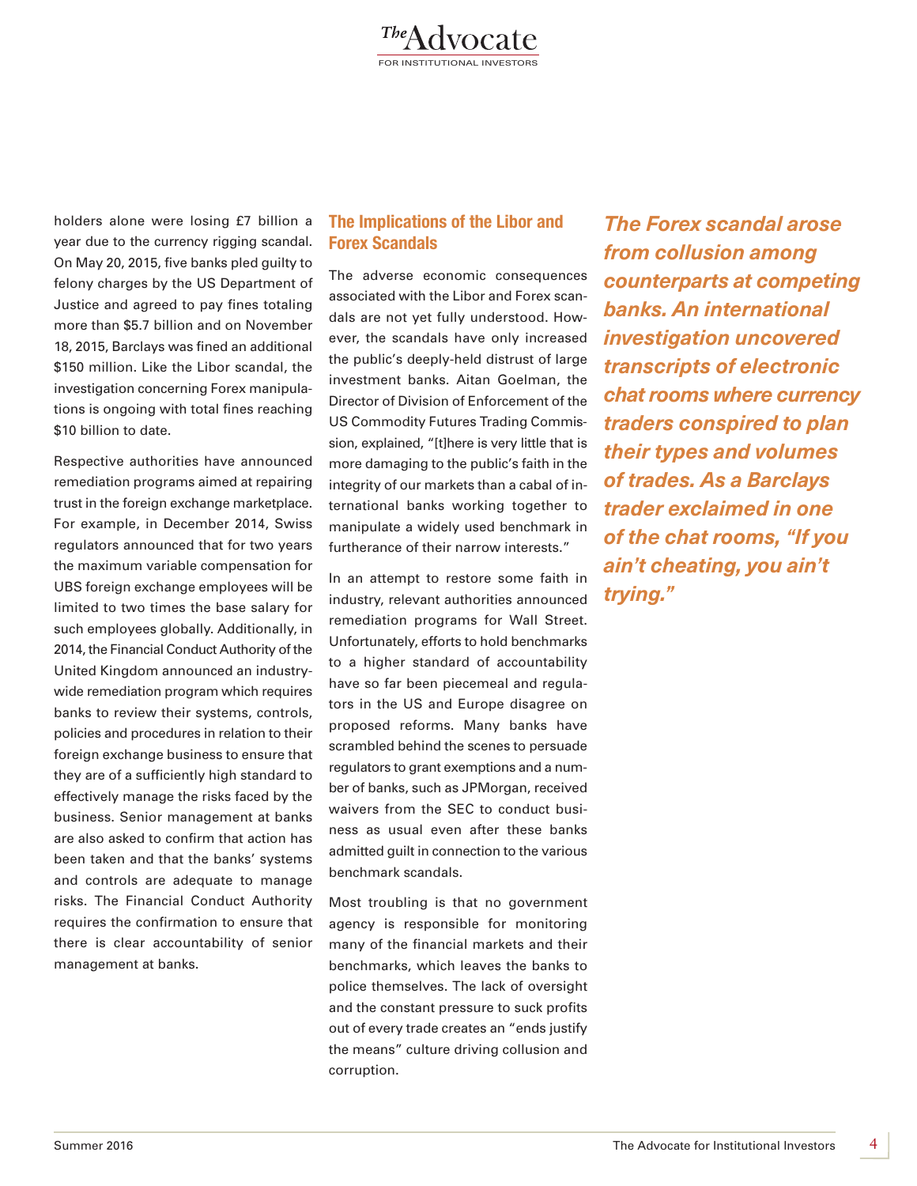holders alone were losing £7 billion a year due to the currency rigging scandal. On May 20, 2015, five banks pled guilty to felony charges by the US Department of Justice and agreed to pay fines totaling more than $5.7 billion and on November 18, 2015, Barclays was fined an additional $150 million. Like the Libor scandal, the investigation concerning Forex manipulations is ongoing with total fines reaching $10 billion to date.

Respective authorities have announced remediation programs aimed at repairing trust in the foreign exchange marketplace. For example, in December 2014, Swiss regulators announced that for two years the maximum variable compensation for UBS foreign exchange employees will be limited to two times the base salary for such employees globally. Additionally, in 2014, the Financial Conduct Authority of the United Kingdom announced an industry-wide remediation program which requires banks to review their systems, controls, policies and procedures in relation to their foreign exchange business to ensure that they are of a sufficiently high standard to effectively manage the risks faced by the business. Senior management at banks are also asked to confirm that action has been taken and that the banks' systems and controls are adequate to manage risks. The Financial Conduct Authority requires the confirmation to ensure that there is clear accountability of senior management at banks.

## The Implications of the Libor and Forex Scandals

The adverse economic consequences associated with the Libor and Forex scandals are not yet fully understood. However, the scandals have only increased the public's deeply-held distrust of large investment banks. Aitan Goelman, the Director of Division of Enforcement of the US Commodity Futures Trading Commission, explained, "[t]here is very little that is more damaging to the public's faith in the integrity of our markets than a cabal of international banks working together to manipulate a widely used benchmark in furtherance of their narrow interests."

In an attempt to restore some faith in industry, relevant authorities announced remediation programs for Wall Street. Unfortunately, efforts to hold benchmarks to a higher standard of accountability have so far been piecemeal and regulators in the US and Europe disagree on proposed reforms. Many banks have scrambled behind the scenes to persuade regulators to grant exemptions and a number of banks, such as JPMorgan, received waivers from the SEC to conduct business as usual even after these banks admitted guilt in connection to the various benchmark scandals.

Most troubling is that no government agency is responsible for monitoring many of the financial markets and their benchmarks, which leaves the banks to police themselves. The lack of oversight and the constant pressure to suck profits out of every trade creates an "ends justify the means" culture driving collusion and corruption.

***The Forex scandal arose from collusion among counterparts at competing banks. An international investigation uncovered transcripts of electronic chat rooms where currency traders conspired to plan their types and volumes of trades. As a Barclays trader exclaimed in one of the chat rooms, "If you ain't cheating, you ain't trying."***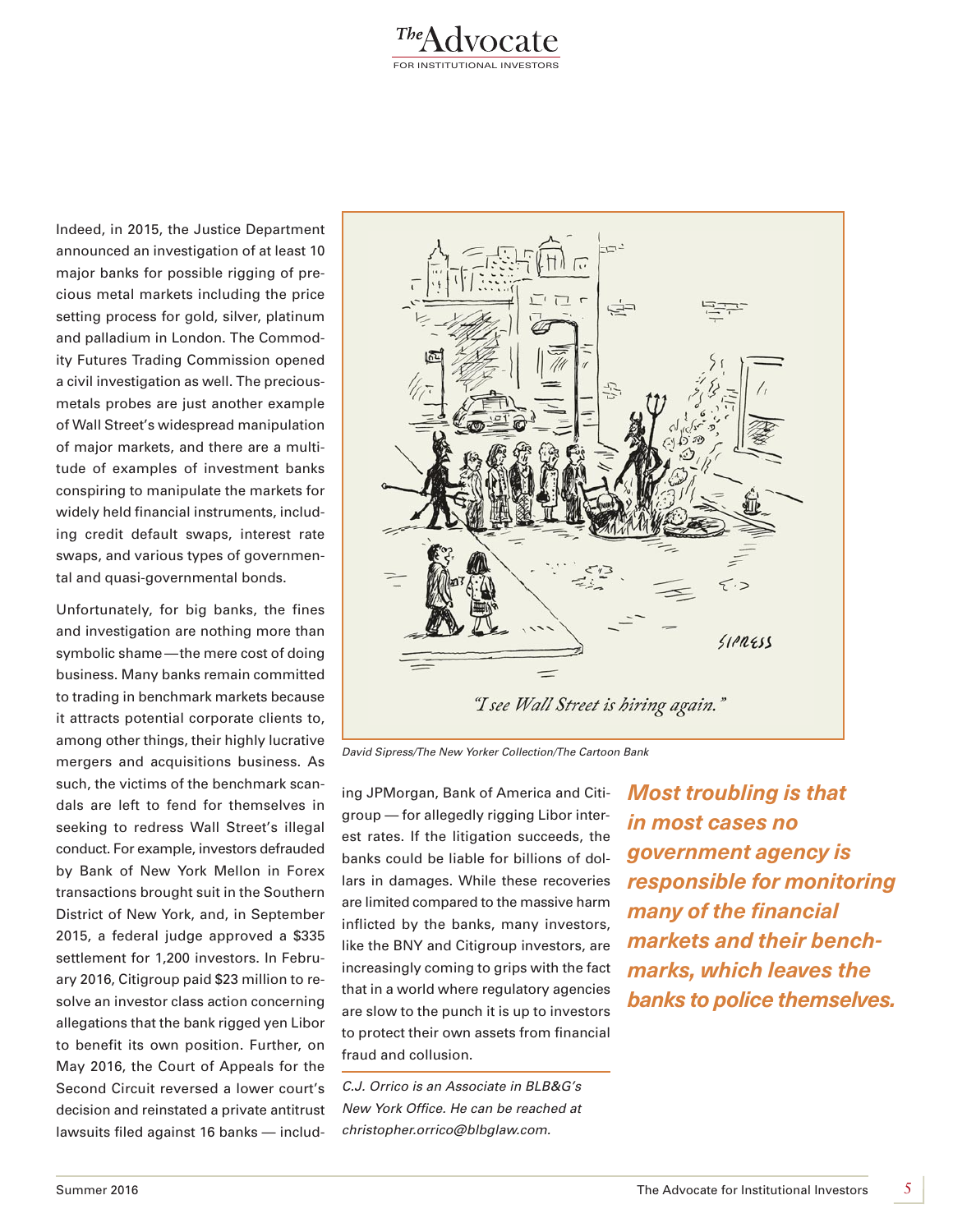Indeed, in 2015, the Justice Department announced an investigation of at least 10 major banks for possible rigging of precious metal markets including the price setting process for gold, silver, platinum and palladium in London. The Commodity Futures Trading Commission opened a civil investigation as well. The precious-metals probes are just another example of Wall Street's widespread manipulation of major markets, and there are a multitude of examples of investment banks conspiring to manipulate the markets for widely held financial instruments, including credit default swaps, interest rate swaps, and various types of governmental and quasi-governmental bonds.

Unfortunately, for big banks, the fines and investigation are nothing more than symbolic shame—the mere cost of doing business. Many banks remain committed to trading in benchmark markets because it attracts potential corporate clients to, among other things, their highly lucrative mergers and acquisitions business. As such, the victims of the benchmark scandals are left to fend for themselves in seeking to redress Wall Street's illegal conduct. For example, investors defrauded by Bank of New York Mellon in Forex transactions brought suit in the Southern District of New York, and, in September 2015, a federal judge approved a $335 settlement for 1,200 investors. In February 2016, Citigroup paid $23 million to resolve an investor class action concerning allegations that the bank rigged yen Libor to benefit its own position. Further, on May 2016, the Court of Appeals for the Second Circuit reversed a lower court's decision and reinstated a private antitrust lawsuits filed against 16 banks — including JPMorgan, Bank of America and Citigroup — for allegedly rigging Libor interest rates. If the litigation succeeds, the banks could be liable for billions of dollars in damages. While these recoveries are limited compared to the massive harm inflicted by the banks, many investors, like the BNY and Citigroup investors, are increasingly coming to grips with the fact that in a world where regulatory agencies are slow to the punch it is up to investors to protect their own assets from financial fraud and collusion.

*"I see Wall Street is hiring again."*

*David Sipress/The New Yorker Collection/The Cartoon Bank*

***Most troubling is that in most cases no government agency is responsible for monitoring many of the financial markets and their benchmarks, which leaves the banks to police themselves.***

---

*C.J. Orrico is an Associate in BLB&G's New York Office. He can be reached at christopher.orrico@blbglaw.com.*